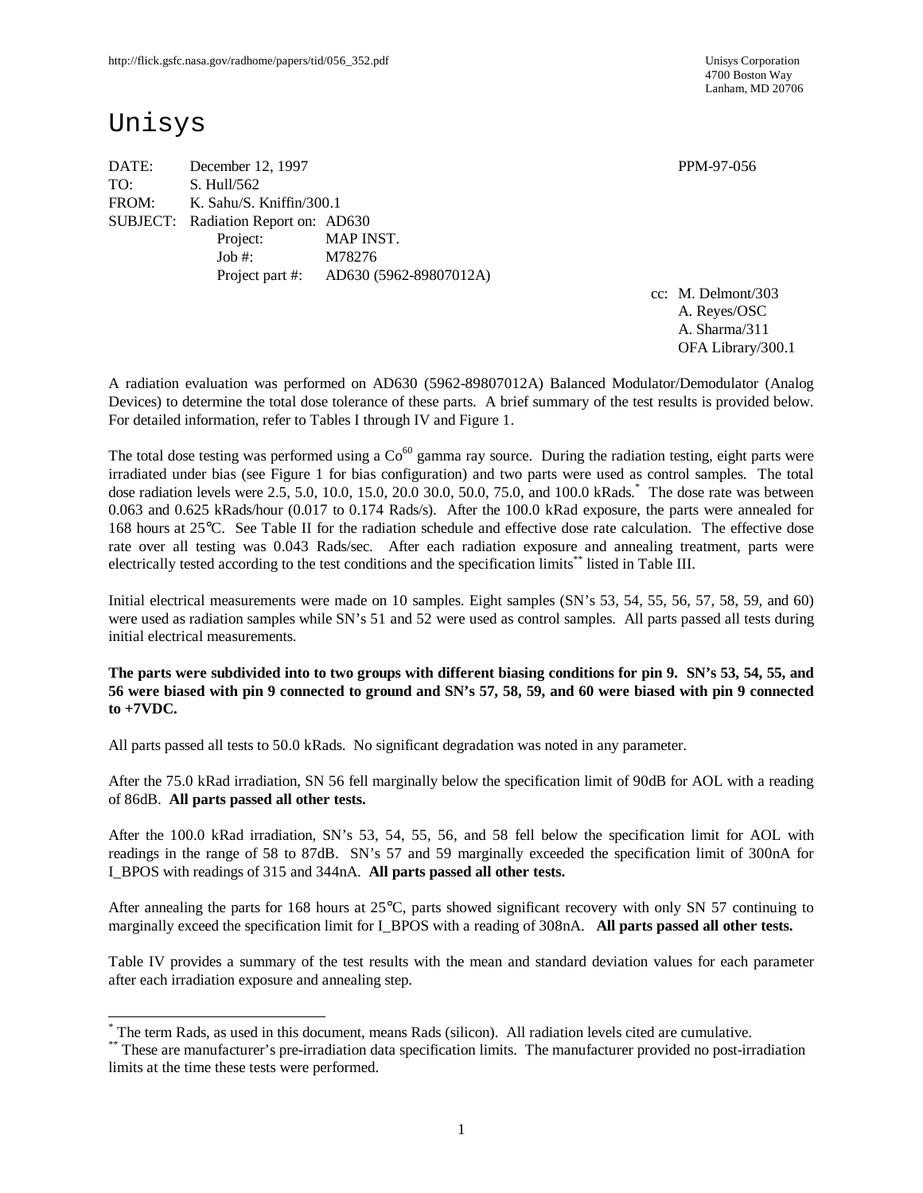http://flick.gsfc.nasa.gov/radhome/papers/tid/056_352.pdf

Unisys Corporation
4700 Boston Way
Lanham, MD 20706

# Unisys

DATE: December 12, 1997 PPM-97-056

TO: S. Hull/562

FROM: K. Sahu/S. Kniffin/300.1

SUBJECT: Radiation Report on: AD630

Project: MAP INST.

Job #: M78276

Project part #: AD630 (5962-89807012A)

cc: M. Delmont/303
A. Reyes/OSC
A. Sharma/311
OFA Library/300.1

A radiation evaluation was performed on AD630 (5962-89807012A) Balanced Modulator/Demodulator (Analog Devices) to determine the total dose tolerance of these parts. A brief summary of the test results is provided below. For detailed information, refer to Tables I through IV and Figure 1.

The total dose testing was performed using a $Co^{60}$ gamma ray source. During the radiation testing, eight parts were irradiated under bias (see Figure 1 for bias configuration) and two parts were used as control samples. The total dose radiation levels were 2.5, 5.0, 10.0, 15.0, 20.0 30.0, 50.0, 75.0, and 100.0 kRads.* The dose rate was between 0.063 and 0.625 kRads/hour (0.017 to 0.174 Rads/s). After the 100.0 kRad exposure, the parts were annealed for 168 hours at 25°C. See Table II for the radiation schedule and effective dose rate calculation. The effective dose rate over all testing was 0.043 Rads/sec. After each radiation exposure and annealing treatment, parts were electrically tested according to the test conditions and the specification limits** listed in Table III.

Initial electrical measurements were made on 10 samples. Eight samples (SN's 53, 54, 55, 56, 57, 58, 59, and 60) were used as radiation samples while SN's 51 and 52 were used as control samples. All parts passed all tests during initial electrical measurements.

**The parts were subdivided into to two groups with different biasing conditions for pin 9. SN's 53, 54, 55, and 56 were biased with pin 9 connected to ground and SN's 57, 58, 59, and 60 were biased with pin 9 connected to +7VDC.**

All parts passed all tests to 50.0 kRads. No significant degradation was noted in any parameter.

After the 75.0 kRad irradiation, SN 56 fell marginally below the specification limit of 90dB for AOL with a reading of 86dB. **All parts passed all other tests.**

After the 100.0 kRad irradiation, SN's 53, 54, 55, 56, and 58 fell below the specification limit for AOL with readings in the range of 58 to 87dB. SN's 57 and 59 marginally exceeded the specification limit of 300nA for I_BPOS with readings of 315 and 344nA. **All parts passed all other tests.**

After annealing the parts for 168 hours at 25°C, parts showed significant recovery with only SN 57 continuing to marginally exceed the specification limit for I_BPOS with a reading of 308nA. **All parts passed all other tests.**

Table IV provides a summary of the test results with the mean and standard deviation values for each parameter after each irradiation exposure and annealing step.

---

* The term Rads, as used in this document, means Rads (silicon). All radiation levels cited are cumulative.

** These are manufacturer's pre-irradiation data specification limits. The manufacturer provided no post-irradiation limits at the time these tests were performed.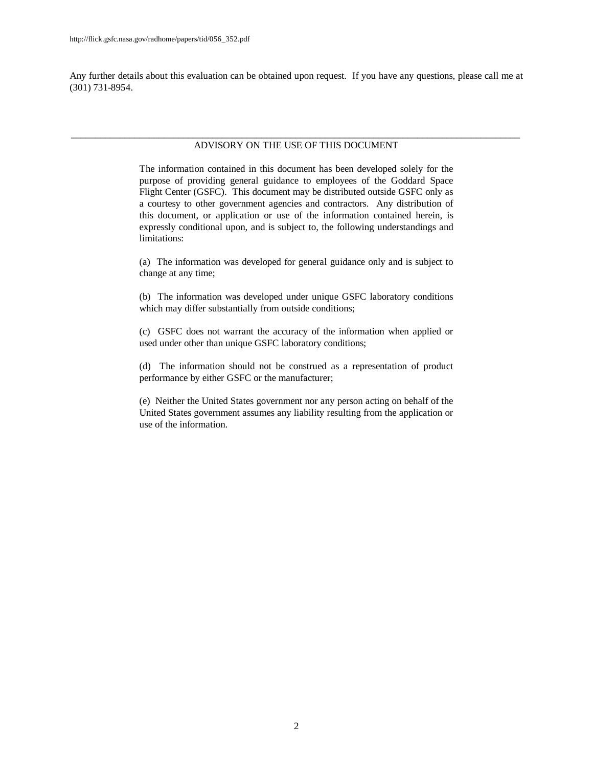Any further details about this evaluation can be obtained upon request. If you have any questions, please call me at (301) 731-8954.

---

## ADVISORY ON THE USE OF THIS DOCUMENT

The information contained in this document has been developed solely for the purpose of providing general guidance to employees of the Goddard Space Flight Center (GSFC). This document may be distributed outside GSFC only as a courtesy to other government agencies and contractors. Any distribution of this document, or application or use of the information contained herein, is expressly conditional upon, and is subject to, the following understandings and limitations:

(a) The information was developed for general guidance only and is subject to change at any time;

(b) The information was developed under unique GSFC laboratory conditions which may differ substantially from outside conditions;

(c) GSFC does not warrant the accuracy of the information when applied or used under other than unique GSFC laboratory conditions;

(d) The information should not be construed as a representation of product performance by either GSFC or the manufacturer;

(e) Neither the United States government nor any person acting on behalf of the United States government assumes any liability resulting from the application or use of the information.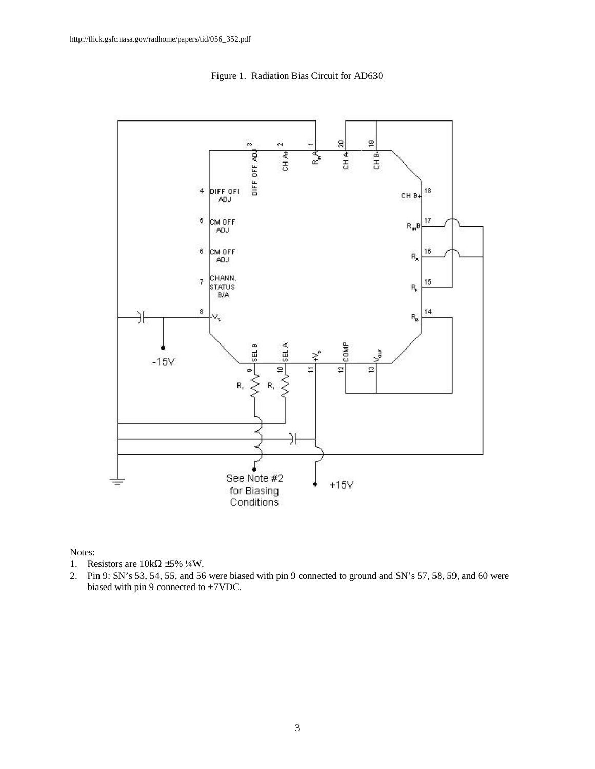Figure 1. Radiation Bias Circuit for AD630

Notes:

1. Resistors are 10kΩ ±5% ¼W.
2. Pin 9: SN's 53, 54, 55, and 56 were biased with pin 9 connected to ground and SN's 57, 58, 59, and 60 were biased with pin 9 connected to +7VDC.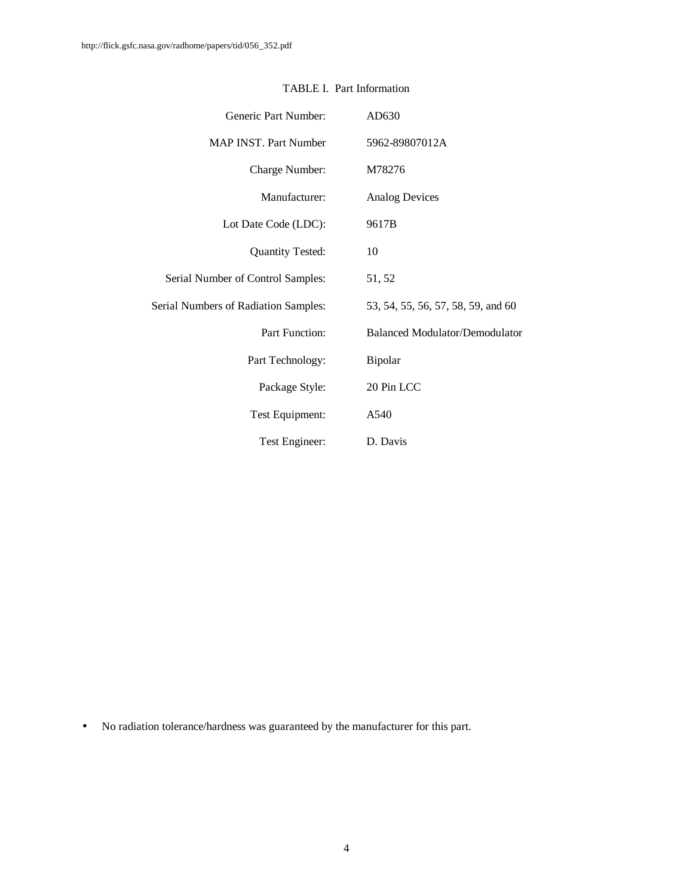TABLE I. Part Information

| | |
|---|---|
| Generic Part Number: | AD630 |
| MAP INST. Part Number | 5962-89807012A |
| Charge Number: | M78276 |
| Manufacturer: | Analog Devices |
| Lot Date Code (LDC): | 9617B |
| Quantity Tested: | 10 |
| Serial Number of Control Samples: | 51, 52 |
| Serial Numbers of Radiation Samples: | 53, 54, 55, 56, 57, 58, 59, and 60 |
| Part Function: | Balanced Modulator/Demodulator |
| Part Technology: | Bipolar |
| Package Style: | 20 Pin LCC |
| Test Equipment: | A540 |
| Test Engineer: | D. Davis |

- No radiation tolerance/hardness was guaranteed by the manufacturer for this part.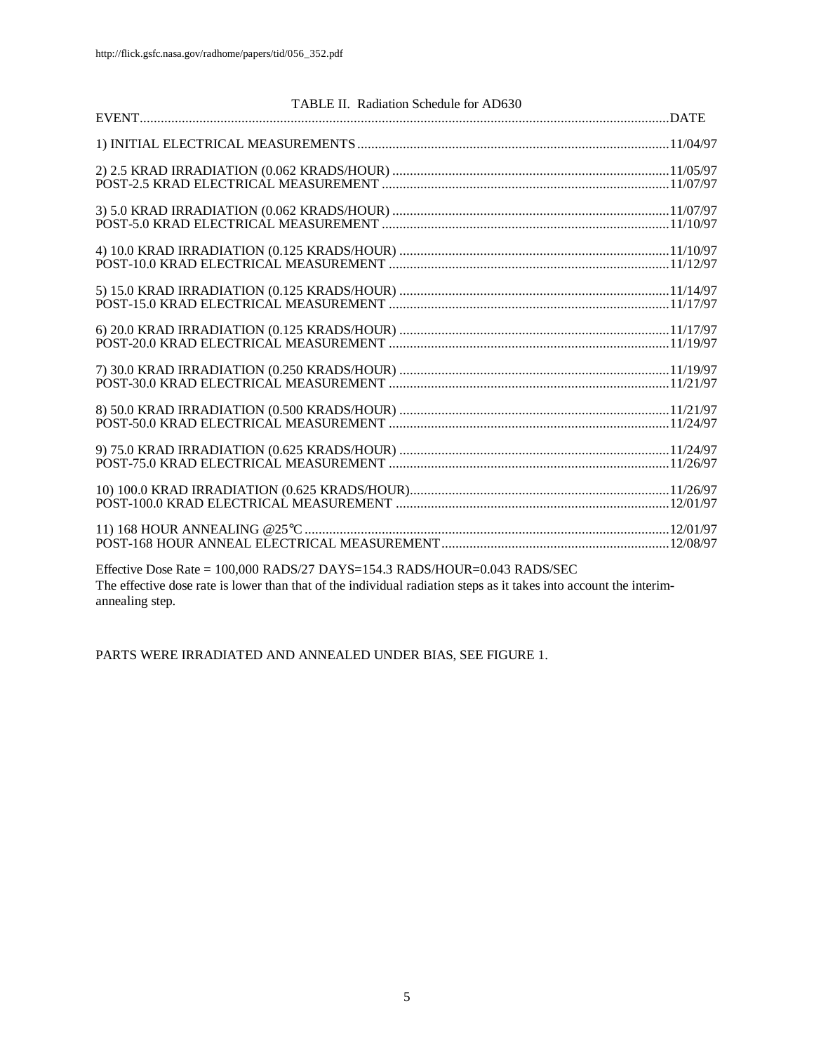http://flick.gsfc.nasa.gov/radhome/papers/tid/056_352.pdf

TABLE II. Radiation Schedule for AD630

| EVENT | DATE |
|---|---|
| 1) INITIAL ELECTRICAL MEASUREMENTS | 11/04/97 |
| 2) 2.5 KRAD IRRADIATION (0.062 KRADS/HOUR) | 11/05/97 |
| POST-2.5 KRAD ELECTRICAL MEASUREMENT | 11/07/97 |
| 3) 5.0 KRAD IRRADIATION (0.062 KRADS/HOUR) | 11/07/97 |
| POST-5.0 KRAD ELECTRICAL MEASUREMENT | 11/10/97 |
| 4) 10.0 KRAD IRRADIATION (0.125 KRADS/HOUR) | 11/10/97 |
| POST-10.0 KRAD ELECTRICAL MEASUREMENT | 11/12/97 |
| 5) 15.0 KRAD IRRADIATION (0.125 KRADS/HOUR) | 11/14/97 |
| POST-15.0 KRAD ELECTRICAL MEASUREMENT | 11/17/97 |
| 6) 20.0 KRAD IRRADIATION (0.125 KRADS/HOUR) | 11/17/97 |
| POST-20.0 KRAD ELECTRICAL MEASUREMENT | 11/19/97 |
| 7) 30.0 KRAD IRRADIATION (0.250 KRADS/HOUR) | 11/19/97 |
| POST-30.0 KRAD ELECTRICAL MEASUREMENT | 11/21/97 |
| 8) 50.0 KRAD IRRADIATION (0.500 KRADS/HOUR) | 11/21/97 |
| POST-50.0 KRAD ELECTRICAL MEASUREMENT | 11/24/97 |
| 9) 75.0 KRAD IRRADIATION (0.625 KRADS/HOUR) | 11/24/97 |
| POST-75.0 KRAD ELECTRICAL MEASUREMENT | 11/26/97 |
| 10) 100.0 KRAD IRRADIATION (0.625 KRADS/HOUR) | 11/26/97 |
| POST-100.0 KRAD ELECTRICAL MEASUREMENT | 12/01/97 |
| 11) 168 HOUR ANNEALING @25°C | 12/01/97 |
| POST-168 HOUR ANNEAL ELECTRICAL MEASUREMENT | 12/08/97 |

Effective Dose Rate = 100,000 RADS/27 DAYS=154.3 RADS/HOUR=0.043 RADS/SEC
The effective dose rate is lower than that of the individual radiation steps as it takes into account the interim-annealing step.

PARTS WERE IRRADIATED AND ANNEALED UNDER BIAS, SEE FIGURE 1.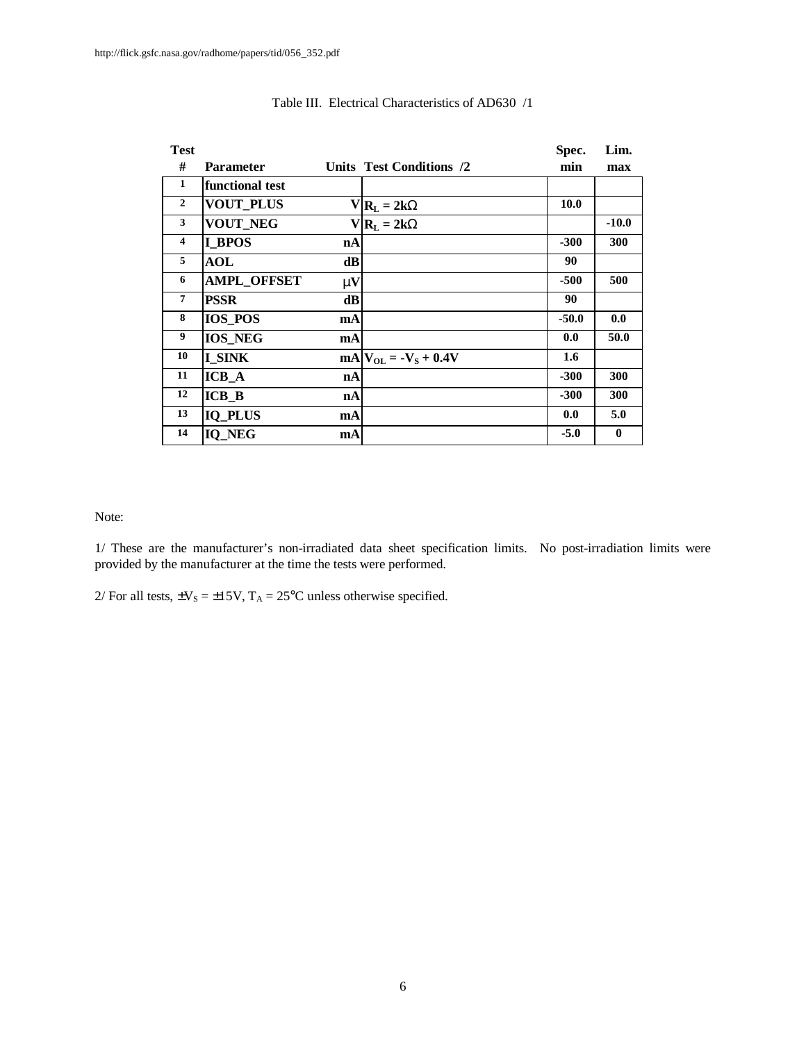http://flick.gsfc.nasa.gov/radhome/papers/tid/056_352.pdf

Table III. Electrical Characteristics of AD630 /1

| Test # | Parameter | Units | Test Conditions /2 | Spec. min | Lim. max |
|---|---|---|---|---|---|
| 1 | functional test | | | | |
| 2 | VOUT_PLUS | V | $R_L = 2k\Omega$ | 10.0 | |
| 3 | VOUT_NEG | V | $R_L = 2k\Omega$ | | -10.0 |
| 4 | I_BPOS | nA | | -300 | 300 |
| 5 | AOL | dB | | 90 | |
| 6 | AMPL_OFFSET | µV | | -500 | 500 |
| 7 | PSSR | dB | | 90 | |
| 8 | IOS_POS | mA | | -50.0 | 0.0 |
| 9 | IOS_NEG | mA | | 0.0 | 50.0 |
| 10 | I_SINK | mA | $V_{OL} = -V_S + 0.4V$ | 1.6 | |
| 11 | ICB_A | nA | | -300 | 300 |
| 12 | ICB_B | nA | | -300 | 300 |
| 13 | IQ_PLUS | mA | | 0.0 | 5.0 |
| 14 | IQ_NEG | mA | | -5.0 | 0 |

Note:

1/ These are the manufacturer's non-irradiated data sheet specification limits. No post-irradiation limits were provided by the manufacturer at the time the tests were performed.

2/ For all tests, $\pm V_S = \pm 15V$, $T_A = 25°C$ unless otherwise specified.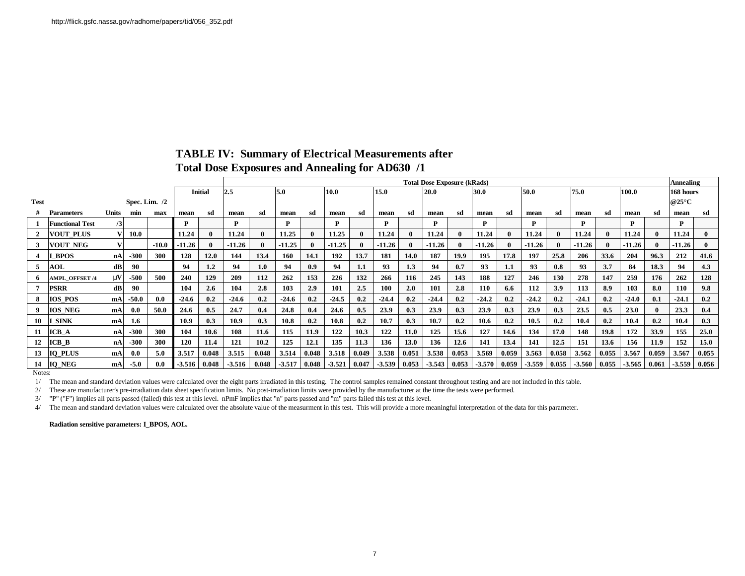http://flick.gsfc.nassa.gov/radhome/papers/tid/056_352.pdf

## TABLE IV: Summary of Electrical Measurements after Total Dose Exposures and Annealing for AD630 /1

| Test | | | Spec. Lim. /2 | | Initial | | Total Dose Exposure (kRads) 2.5 | | 5.0 | | 10.0 | | 15.0 | | 20.0 | | 30.0 | | 50.0 | | 75.0 | | 100.0 | | Annealing 168 hours @25°C | |
|---|---|---|---|---|---|---|---|---|---|---|---|---|---|---|---|---|---|---|---|---|---|---|---|---|---|---|
| # | Parameters | Units | min | max | mean | sd | mean | sd | mean | sd | mean | sd | mean | sd | mean | sd | mean | sd | mean | sd | mean | sd | mean | sd | mean | sd |
| 1 | Functional Test | /3 | | | P | | P | | P | | P | | P | | P | | P | | P | | P | | P | | P | |
| 2 | VOUT_PLUS | V | 10.0 | | 11.24 | 0 | 11.24 | 0 | 11.25 | 0 | 11.25 | 0 | 11.24 | 0 | 11.24 | 0 | 11.24 | 0 | 11.24 | 0 | 11.24 | 0 | 11.24 | 0 | 11.24 | 0 |
| 3 | VOUT_NEG | V | | -10.0 | -11.26 | 0 | -11.26 | 0 | -11.25 | 0 | -11.25 | 0 | -11.26 | 0 | -11.26 | 0 | -11.26 | 0 | -11.26 | 0 | -11.26 | 0 | -11.26 | 0 | -11.26 | 0 |
| 4 | I_BPOS | nA | -300 | 300 | 128 | 12.0 | 144 | 13.4 | 160 | 14.1 | 192 | 13.7 | 181 | 14.0 | 187 | 19.9 | 195 | 17.8 | 197 | 25.8 | 206 | 33.6 | 204 | 96.3 | 212 | 41.6 |
| 5 | AOL | dB | 90 | | 94 | 1.2 | 94 | 1.0 | 94 | 0.9 | 94 | 1.1 | 93 | 1.3 | 94 | 0.7 | 93 | 1.1 | 93 | 0.8 | 93 | 3.7 | 84 | 18.3 | 94 | 4.3 |
| 6 | AMPL_OFFSET /4 | μV | -500 | 500 | 240 | 129 | 209 | 112 | 262 | 153 | 226 | 132 | 266 | 116 | 245 | 143 | 188 | 127 | 246 | 130 | 278 | 147 | 259 | 176 | 262 | 128 |
| 7 | PSRR | dB | 90 | | 104 | 2.6 | 104 | 2.8 | 103 | 2.9 | 101 | 2.5 | 100 | 2.0 | 101 | 2.8 | 110 | 6.6 | 112 | 3.9 | 113 | 8.9 | 103 | 8.0 | 110 | 9.8 |
| 8 | IOS_POS | mA | -50.0 | 0.0 | -24.6 | 0.2 | -24.6 | 0.2 | -24.6 | 0.2 | -24.5 | 0.2 | -24.4 | 0.2 | -24.4 | 0.2 | -24.2 | 0.2 | -24.2 | 0.2 | -24.1 | 0.2 | -24.0 | 0.1 | -24.1 | 0.2 |
| 9 | IOS_NEG | mA | 0.0 | 50.0 | 24.6 | 0.5 | 24.7 | 0.4 | 24.8 | 0.4 | 24.6 | 0.5 | 23.9 | 0.3 | 23.9 | 0.3 | 23.9 | 0.3 | 23.9 | 0.3 | 23.5 | 0.5 | 23.0 | 0 | 23.3 | 0.4 |
| 10 | I_SINK | mA | 1.6 | | 10.9 | 0.3 | 10.9 | 0.3 | 10.8 | 0.2 | 10.8 | 0.2 | 10.7 | 0.3 | 10.7 | 0.2 | 10.6 | 0.2 | 10.5 | 0.2 | 10.4 | 0.2 | 10.4 | 0.2 | 10.4 | 0.3 |
| 11 | ICB_A | nA | -300 | 300 | 104 | 10.6 | 108 | 11.6 | 115 | 11.9 | 122 | 10.3 | 122 | 11.0 | 125 | 15.6 | 127 | 14.6 | 134 | 17.0 | 148 | 19.8 | 172 | 33.9 | 155 | 25.0 |
| 12 | ICB_B | nA | -300 | 300 | 120 | 11.4 | 121 | 10.2 | 125 | 12.1 | 135 | 11.3 | 136 | 13.0 | 136 | 12.6 | 141 | 13.4 | 141 | 12.5 | 151 | 13.6 | 156 | 11.9 | 152 | 15.0 |
| 13 | IQ_PLUS | mA | 0.0 | 5.0 | 3.517 | 0.048 | 3.515 | 0.048 | 3.514 | 0.048 | 3.518 | 0.049 | 3.538 | 0.051 | 3.538 | 0.053 | 3.569 | 0.059 | 3.563 | 0.058 | 3.562 | 0.055 | 3.567 | 0.059 | 3.567 | 0.055 |
| 14 | IQ_NEG | mA | -5.0 | 0.0 | -3.516 | 0.048 | -3.516 | 0.048 | -3.517 | 0.048 | -3.521 | 0.047 | -3.539 | 0.053 | -3.543 | 0.053 | -3.570 | 0.059 | -3.559 | 0.055 | -3.560 | 0.055 | -3.565 | 0.061 | -3.559 | 0.056 |

Notes:

1/ The mean and standard deviation values were calculated over the eight parts irradiated in this testing. The control samples remained constant throughout testing and are not included in this table.

2/ These are manufacturer's pre-irradiation data sheet specification limits. No post-irradiation limits were provided by the manufacturer at the time the tests were performed.

3/ "P" ("F") implies all parts passed (failed) this test at this level. nPmF implies that "n" parts passed and "m" parts failed this test at this level.

4/ The mean and standard deviation values were calculated over the absolute value of the measurment in this test. This will provide a more meaningful interpretation of the data for this parameter.

**Radiation sensitive parameters: I_BPOS, AOL.**